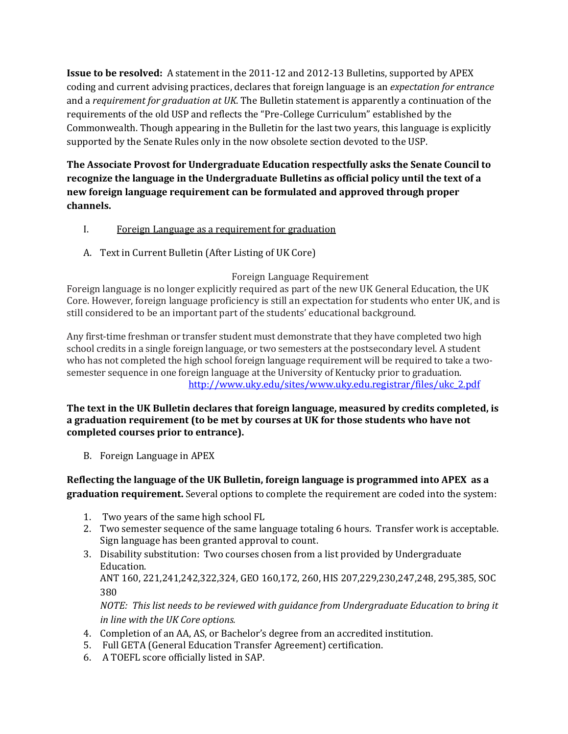**Issue to be resolved:** A statement in the 2011-12 and 2012-13 Bulletins, supported by APEX coding and current advising practices, declares that foreign language is an *expectation for entrance* and a *requirement for graduation at UK*. The Bulletin statement is apparently a continuation of the requirements of the old USP and reflects the "Pre-College Curriculum" established by the Commonwealth. Though appearing in the Bulletin for the last two years, this language is explicitly supported by the Senate Rules only in the now obsolete section devoted to the USP.

**The Associate Provost for Undergraduate Education respectfully asks the Senate Council to recognize the language in the Undergraduate Bulletins as official policy until the text of a new foreign language requirement can be formulated and approved through proper channels.**

I. Foreign Language as a requirement for graduation

A. Text in Current Bulletin (After Listing of UK Core)

Foreign Language Requirement

Foreign language is no longer explicitly required as part of the new UK General Education, the UK Core. However, foreign language proficiency is still an expectation for students who enter UK, and is still considered to be an important part of the students' educational background.

Any first-time freshman or transfer student must demonstrate that they have completed two high school credits in a single foreign language, or two semesters at the postsecondary level. A student who has not completed the high school foreign language requirement will be required to take a two-semester sequence in one foreign language at the University of Kentucky prior to graduation.
[http://www.uky.edu/sites/www.uky.edu.registrar/files/ukc_2.pdf](http://www.uky.edu/sites/www.uky.edu.registrar/files/ukc_2.pdf)

**The text in the UK Bulletin declares that foreign language, measured by credits completed, is a graduation requirement (to be met by courses at UK for those students who have not completed courses prior to entrance).**

B. Foreign Language in APEX

**Reflecting the language of the UK Bulletin, foreign language is programmed into APEX as a graduation requirement.** Several options to complete the requirement are coded into the system:

1. Two years of the same high school FL
2. Two semester sequence of the same language totaling 6 hours. Transfer work is acceptable. Sign language has been granted approval to count.
3. Disability substitution: Two courses chosen from a list provided by Undergraduate Education.
   ANT 160, 221,241,242,322,324, GEO 160,172, 260, HIS 207,229,230,247,248, 295,385, SOC 380
   *NOTE: This list needs to be reviewed with guidance from Undergraduate Education to bring it in line with the UK Core options.*
4. Completion of an AA, AS, or Bachelor's degree from an accredited institution.
5. Full GETA (General Education Transfer Agreement) certification.
6. A TOEFL score officially listed in SAP.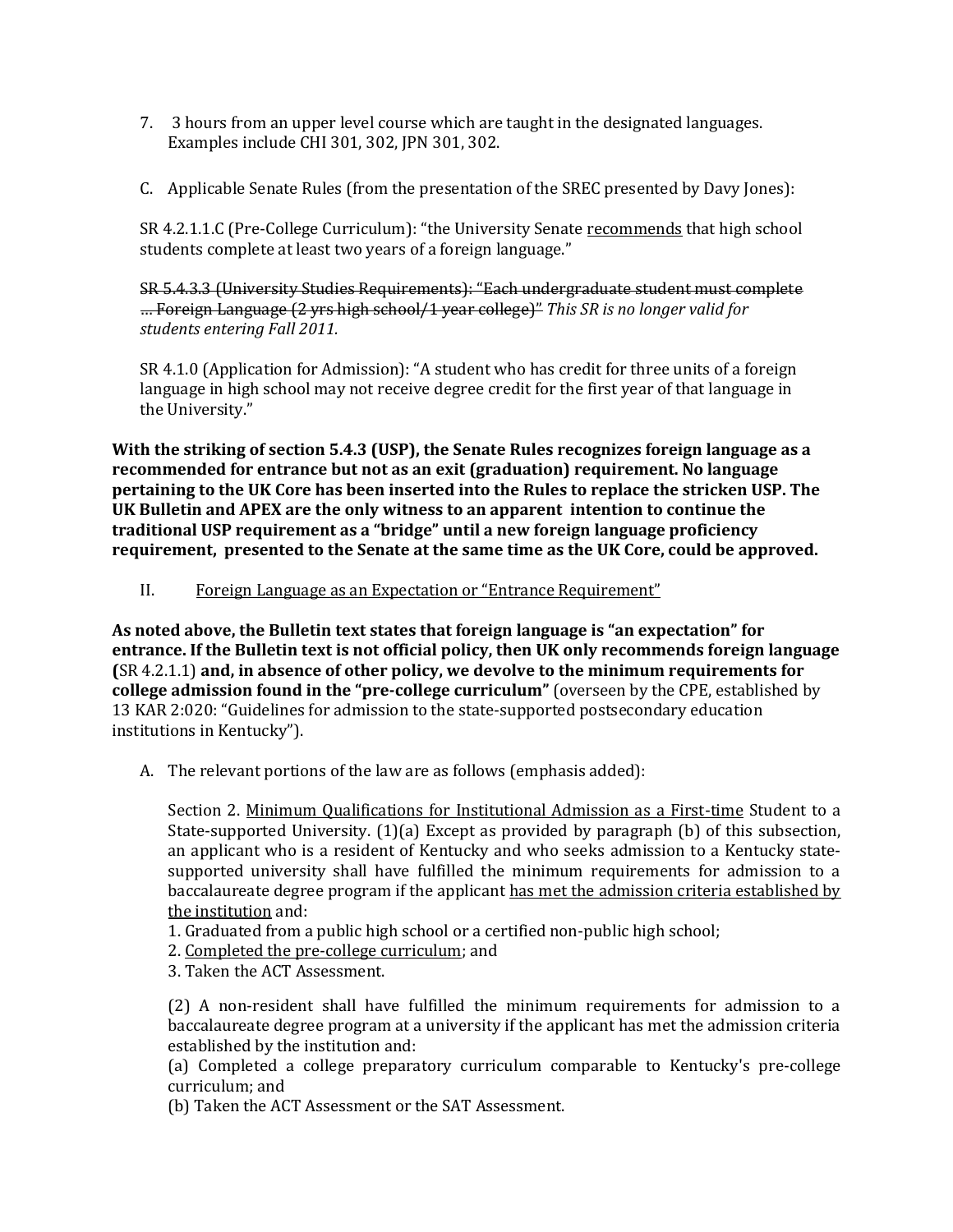7. 3 hours from an upper level course which are taught in the designated languages. Examples include CHI 301, 302, JPN 301, 302.

C. Applicable Senate Rules (from the presentation of the SREC presented by Davy Jones):

SR 4.2.1.1.C (Pre-College Curriculum): "the University Senate <u>recommends</u> that high school students complete at least two years of a foreign language."

~~SR 5.4.3.3 (University Studies Requirements): "Each undergraduate student must complete … Foreign Language (2 yrs high school/1 year college)"~~ *This SR is no longer valid for students entering Fall 2011.*

SR 4.1.0 (Application for Admission): "A student who has credit for three units of a foreign language in high school may not receive degree credit for the first year of that language in the University."

**With the striking of section 5.4.3 (USP), the Senate Rules recognizes foreign language as a recommended for entrance but not as an exit (graduation) requirement. No language pertaining to the UK Core has been inserted into the Rules to replace the stricken USP. The UK Bulletin and APEX are the only witness to an apparent intention to continue the traditional USP requirement as a "bridge" until a new foreign language proficiency requirement, presented to the Senate at the same time as the UK Core, could be approved.**

II. <u>Foreign Language as an Expectation or "Entrance Requirement"</u>

**As noted above, the Bulletin text states that foreign language is "an expectation" for entrance. If the Bulletin text is not official policy, then UK only recommends foreign language (**SR 4.2.1.1) **and, in absence of other policy, we devolve to the minimum requirements for college admission found in the "pre-college curriculum"** (overseen by the CPE, established by 13 KAR 2:020: "Guidelines for admission to the state-supported postsecondary education institutions in Kentucky").

A. The relevant portions of the law are as follows (emphasis added):

Section 2. <u>Minimum Qualifications for Institutional Admission as a First-time</u> Student to a State-supported University. (1)(a) Except as provided by paragraph (b) of this subsection, an applicant who is a resident of Kentucky and who seeks admission to a Kentucky state-supported university shall have fulfilled the minimum requirements for admission to a baccalaureate degree program if the applicant <u>has met the admission criteria established by the institution</u> and:
1. Graduated from a public high school or a certified non-public high school;
2. <u>Completed the pre-college curriculum</u>; and
3. Taken the ACT Assessment.

(2) A non-resident shall have fulfilled the minimum requirements for admission to a baccalaureate degree program at a university if the applicant has met the admission criteria established by the institution and:
(a) Completed a college preparatory curriculum comparable to Kentucky's pre-college curriculum; and
(b) Taken the ACT Assessment or the SAT Assessment.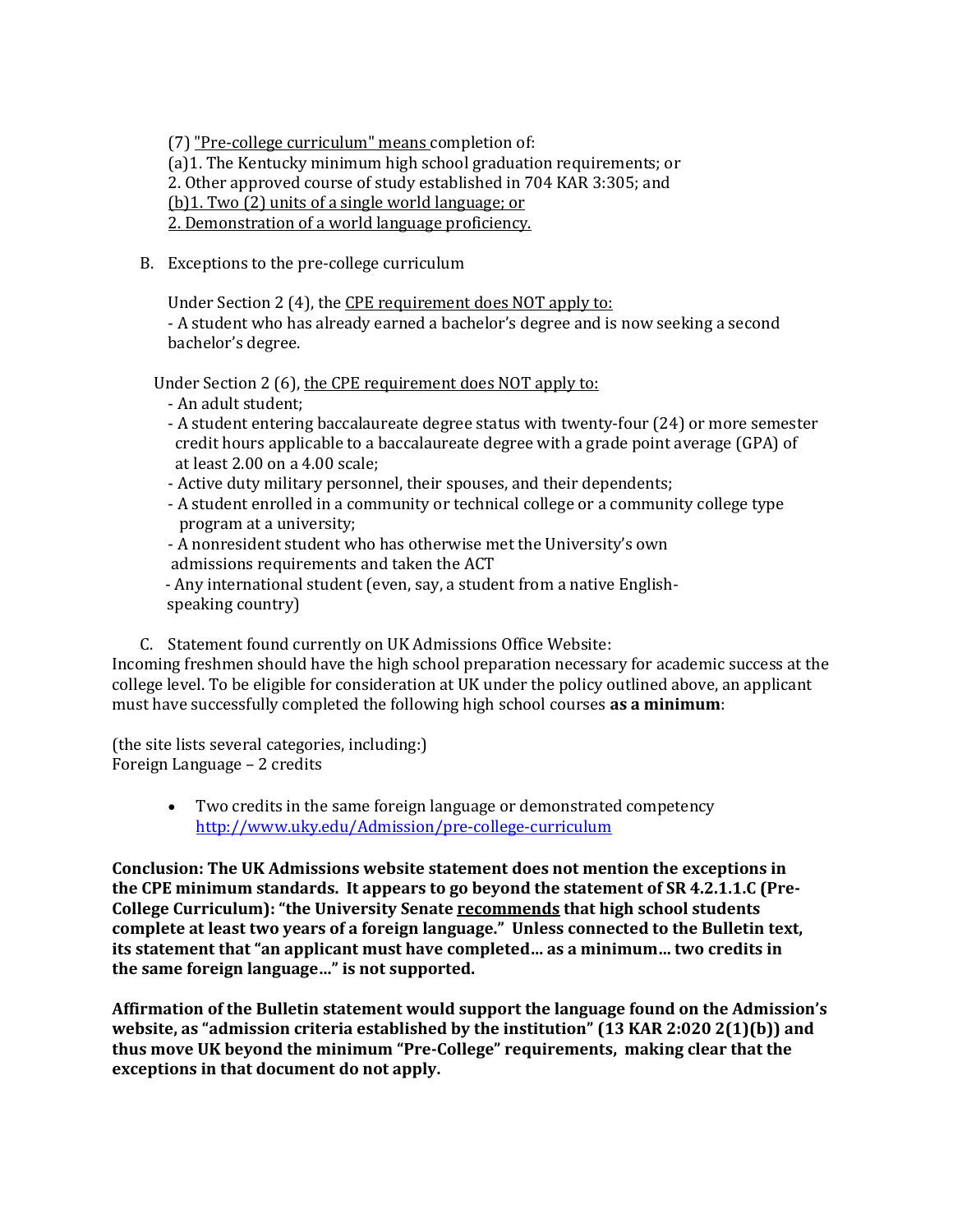(7) "Pre-college curriculum" means completion of:

(a)1. The Kentucky minimum high school graduation requirements; or

2. Other approved course of study established in 704 KAR 3:305; and

(b)1. Two (2) units of a single world language; or

2. Demonstration of a world language proficiency.

B. Exceptions to the pre-college curriculum

Under Section 2 (4), the CPE requirement does NOT apply to:

- A student who has already earned a bachelor's degree and is now seeking a second bachelor's degree.

Under Section 2 (6), the CPE requirement does NOT apply to:

- An adult student;
- A student entering baccalaureate degree status with twenty-four (24) or more semester credit hours applicable to a baccalaureate degree with a grade point average (GPA) of at least 2.00 on a 4.00 scale;
- Active duty military personnel, their spouses, and their dependents;
- A student enrolled in a community or technical college or a community college type program at a university;
- A nonresident student who has otherwise met the University's own admissions requirements and taken the ACT
- Any international student (even, say, a student from a native English-speaking country)

C. Statement found currently on UK Admissions Office Website:

Incoming freshmen should have the high school preparation necessary for academic success at the college level. To be eligible for consideration at UK under the policy outlined above, an applicant must have successfully completed the following high school courses **as a minimum**:

(the site lists several categories, including:)
Foreign Language – 2 credits

- Two credits in the same foreign language or demonstrated competency
  http://www.uky.edu/Admission/pre-college-curriculum

**Conclusion: The UK Admissions website statement does not mention the exceptions in the CPE minimum standards. It appears to go beyond the statement of SR 4.2.1.1.C (Pre-College Curriculum): "the University Senate recommends that high school students complete at least two years of a foreign language." Unless connected to the Bulletin text, its statement that "an applicant must have completed… as a minimum… two credits in the same foreign language…" is not supported.**

**Affirmation of the Bulletin statement would support the language found on the Admission's website, as "admission criteria established by the institution" (13 KAR 2:020 2(1)(b)) and thus move UK beyond the minimum "Pre-College" requirements, making clear that the exceptions in that document do not apply.**